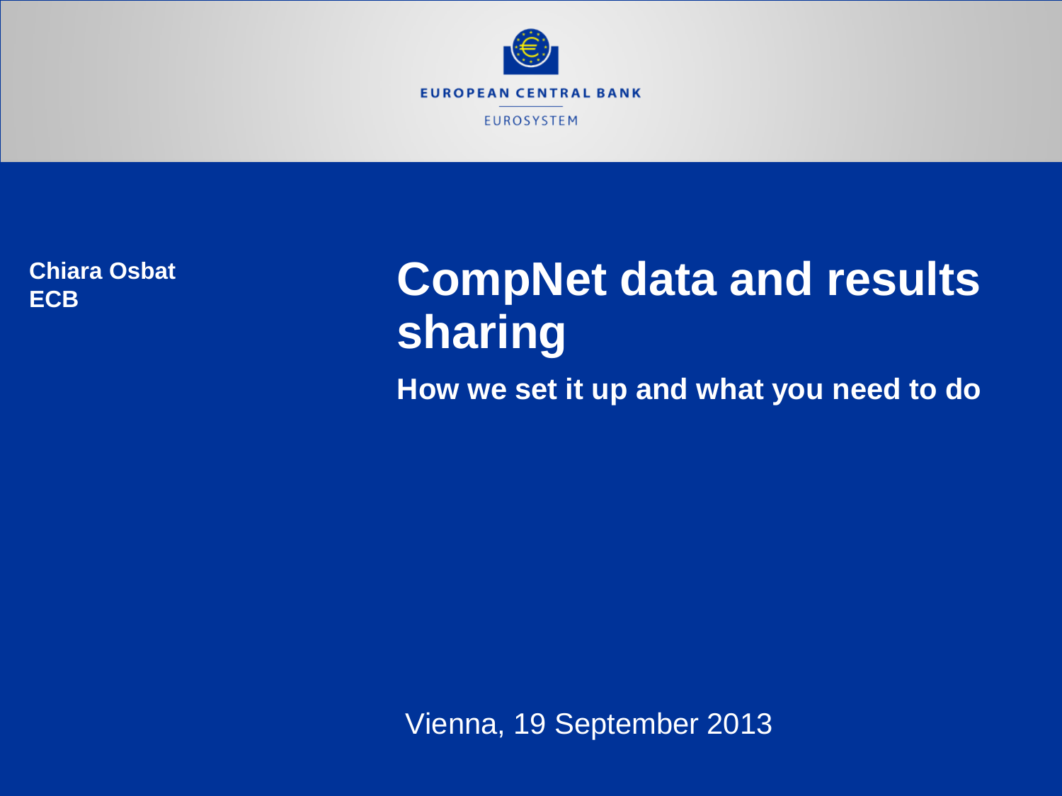EUROPEAN CENTRAL BANK

EUROSYSTEM

**Chiara Osbat**
**ECB**

# CompNet data and results sharing

## How we set it up and what you need to do

Vienna, 19 September 2013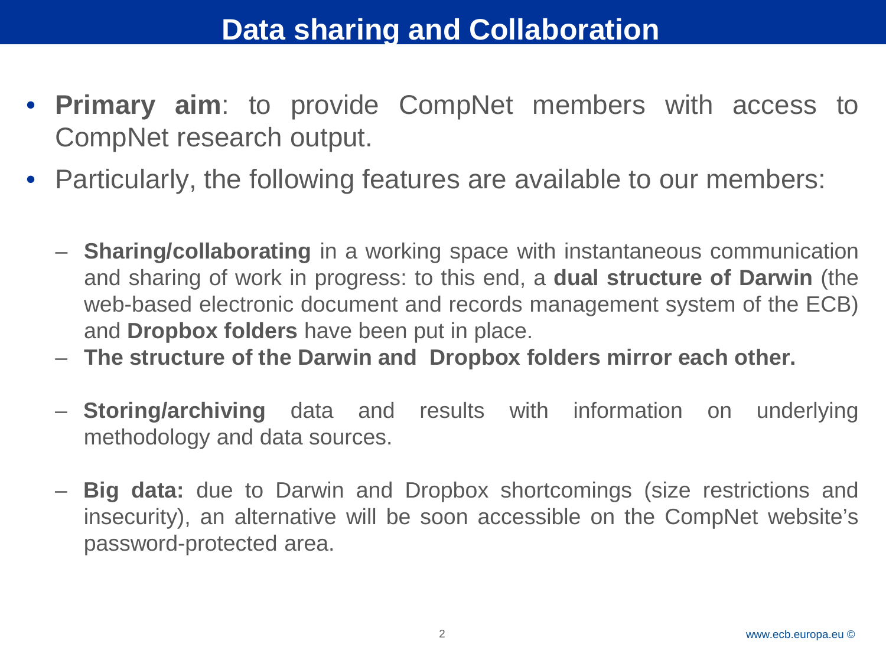# Data sharing and Collaboration

- **Primary aim**: to provide CompNet members with access to CompNet research output.
- Particularly, the following features are available to our members:
  - **Sharing/collaborating** in a working space with instantaneous communication and sharing of work in progress: to this end, a **dual structure of Darwin** (the web-based electronic document and records management system of the ECB) and **Dropbox folders** have been put in place.
  - **The structure of the Darwin and Dropbox folders mirror each other.**
  - **Storing/archiving** data and results with information on underlying methodology and data sources.
  - **Big data:** due to Darwin and Dropbox shortcomings (size restrictions and insecurity), an alternative will be soon accessible on the CompNet website's password-protected area.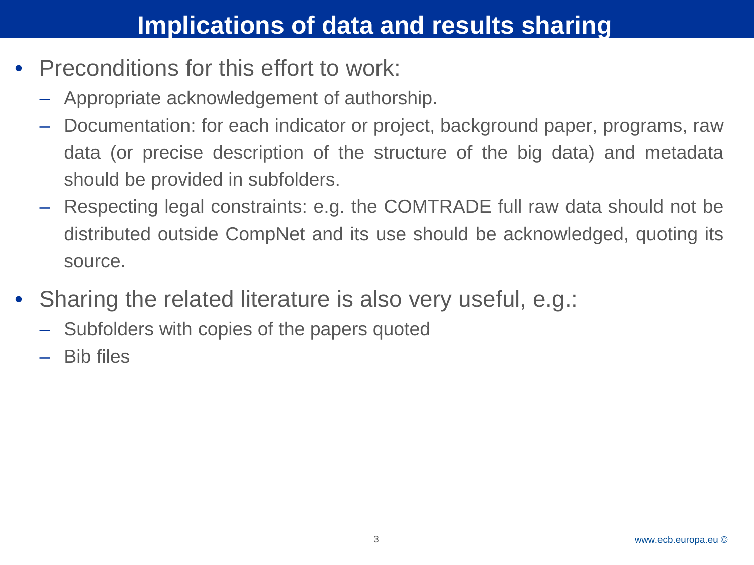# Implications of data and results sharing

- Preconditions for this effort to work:
  - Appropriate acknowledgement of authorship.
  - Documentation: for each indicator or project, background paper, programs, raw data (or precise description of the structure of the big data) and metadata should be provided in subfolders.
  - Respecting legal constraints: e.g. the COMTRADE full raw data should not be distributed outside CompNet and its use should be acknowledged, quoting its source.
- Sharing the related literature is also very useful, e.g.:
  - Subfolders with copies of the papers quoted
  - Bib files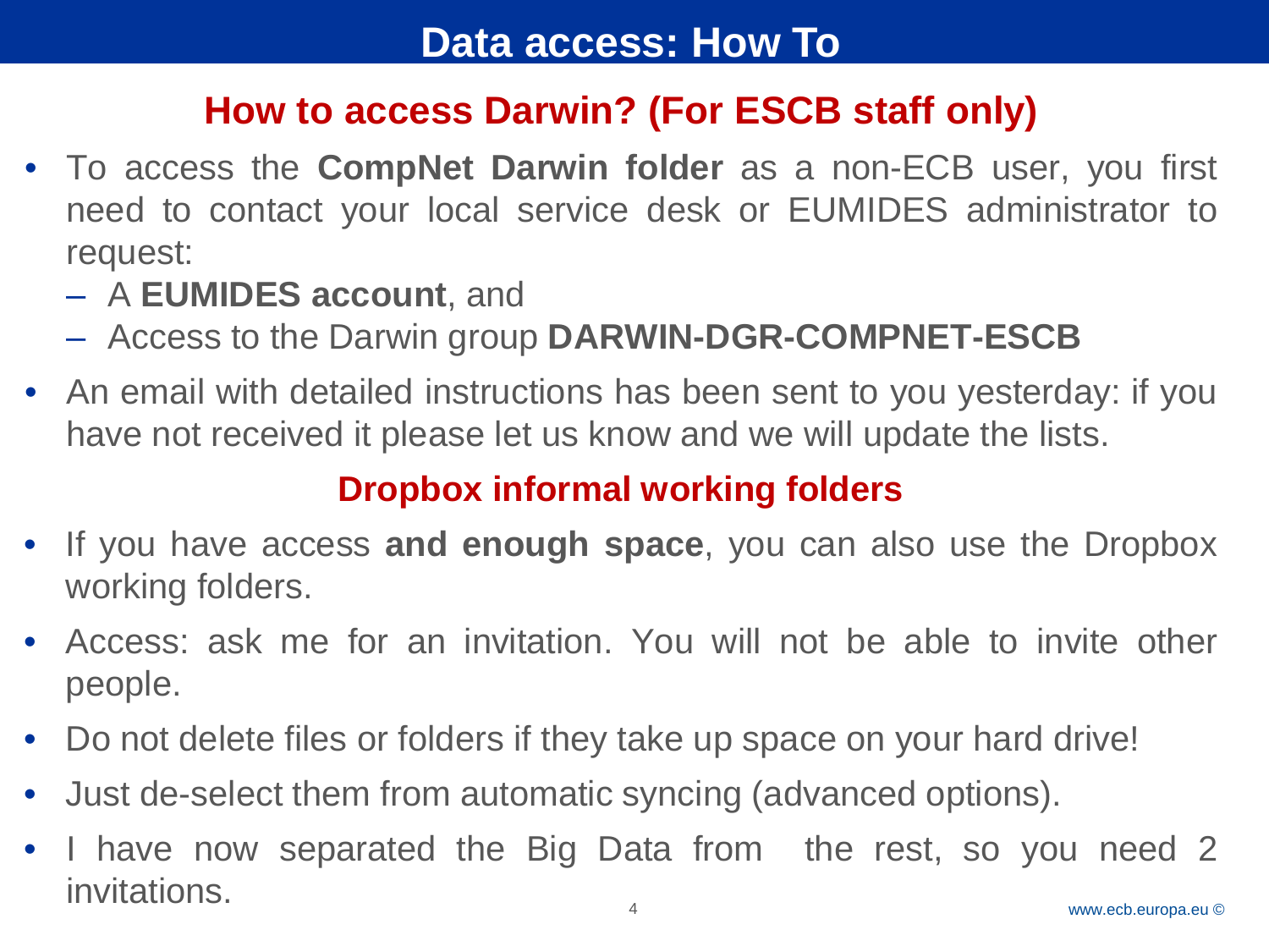# Data access: How To

## How to access Darwin? (For ESCB staff only)

- To access the **CompNet Darwin folder** as a non-ECB user, you first need to contact your local service desk or EUMIDES administrator to request:
  - A **EUMIDES account**, and
  - Access to the Darwin group **DARWIN-DGR-COMPNET-ESCB**
- An email with detailed instructions has been sent to you yesterday: if you have not received it please let us know and we will update the lists.

## Dropbox informal working folders

- If you have access **and enough space**, you can also use the Dropbox working folders.
- Access: ask me for an invitation. You will not be able to invite other people.
- Do not delete files or folders if they take up space on your hard drive!
- Just de-select them from automatic syncing (advanced options).
- I have now separated the Big Data from the rest, so you need 2 invitations.